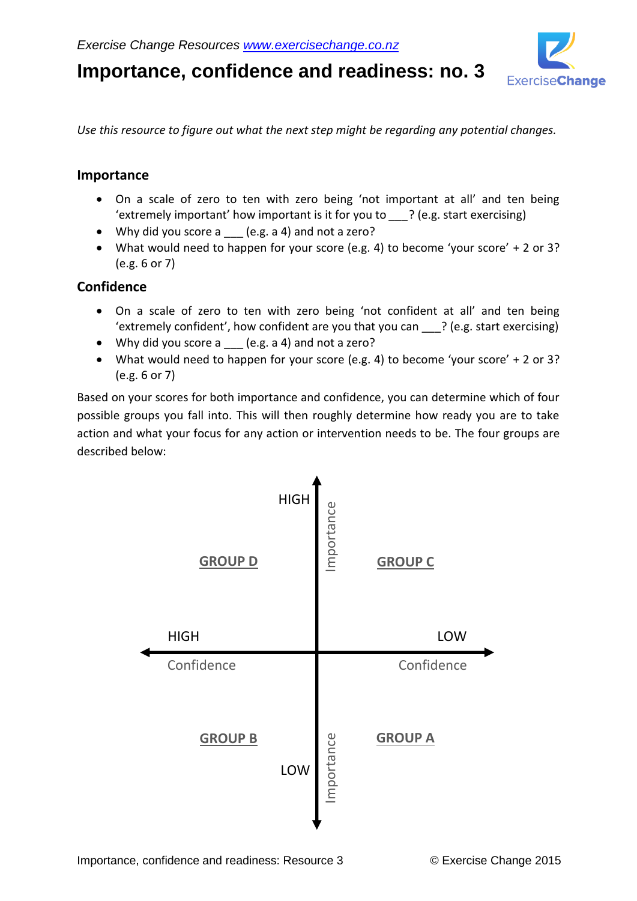*Exercise Change Resources [www.exercisechange.co.nz](http://www.exercisechange.co.nz)*

# Importance, confidence and readiness: no. 3

ExerciseChange

*Use this resource to figure out what the next step might be regarding any potential changes.*

## Importance

- On a scale of zero to ten with zero being 'not important at all' and ten being 'extremely important' how important is it for you to ___? (e.g. start exercising)
- Why did you score a ___ (e.g. a 4) and not a zero?
- What would need to happen for your score (e.g. 4) to become 'your score' + 2 or 3? (e.g. 6 or 7)

## Confidence

- On a scale of zero to ten with zero being 'not confident at all' and ten being 'extremely confident', how confident are you that you can ___? (e.g. start exercising)
- Why did you score a ___ (e.g. a 4) and not a zero?
- What would need to happen for your score (e.g. 4) to become 'your score' + 2 or 3? (e.g. 6 or 7)

Based on your scores for both importance and confidence, you can determine which of four possible groups you fall into. This will then roughly determine how ready you are to take action and what your focus for any action or intervention needs to be. The four groups are described below:

| | HIGH Importance | |
|---|---|---|
| **GROUP D** | | **GROUP C** |
| HIGH Confidence | | LOW Confidence |
| **GROUP B** | | **GROUP A** |
| | LOW Importance | |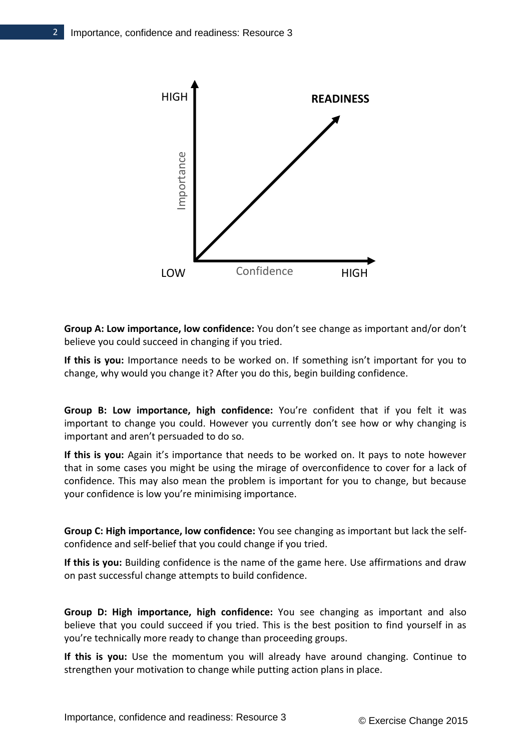HIGH

READINESS

Importance

LOW

Confidence

HIGH

**Group A: Low importance, low confidence:** You don't see change as important and/or don't believe you could succeed in changing if you tried.

**If this is you:** Importance needs to be worked on. If something isn't important for you to change, why would you change it? After you do this, begin building confidence.

**Group B: Low importance, high confidence:** You're confident that if you felt it was important to change you could. However you currently don't see how or why changing is important and aren't persuaded to do so.

**If this is you:** Again it's importance that needs to be worked on. It pays to note however that in some cases you might be using the mirage of overconfidence to cover for a lack of confidence. This may also mean the problem is important for you to change, but because your confidence is low you're minimising importance.

**Group C: High importance, low confidence:** You see changing as important but lack the self-confidence and self-belief that you could change if you tried.

**If this is you:** Building confidence is the name of the game here. Use affirmations and draw on past successful change attempts to build confidence.

**Group D: High importance, high confidence:** You see changing as important and also believe that you could succeed if you tried. This is the best position to find yourself in as you're technically more ready to change than proceeding groups.

**If this is you:** Use the momentum you will already have around changing. Continue to strengthen your motivation to change while putting action plans in place.

© Exercise Change 2015